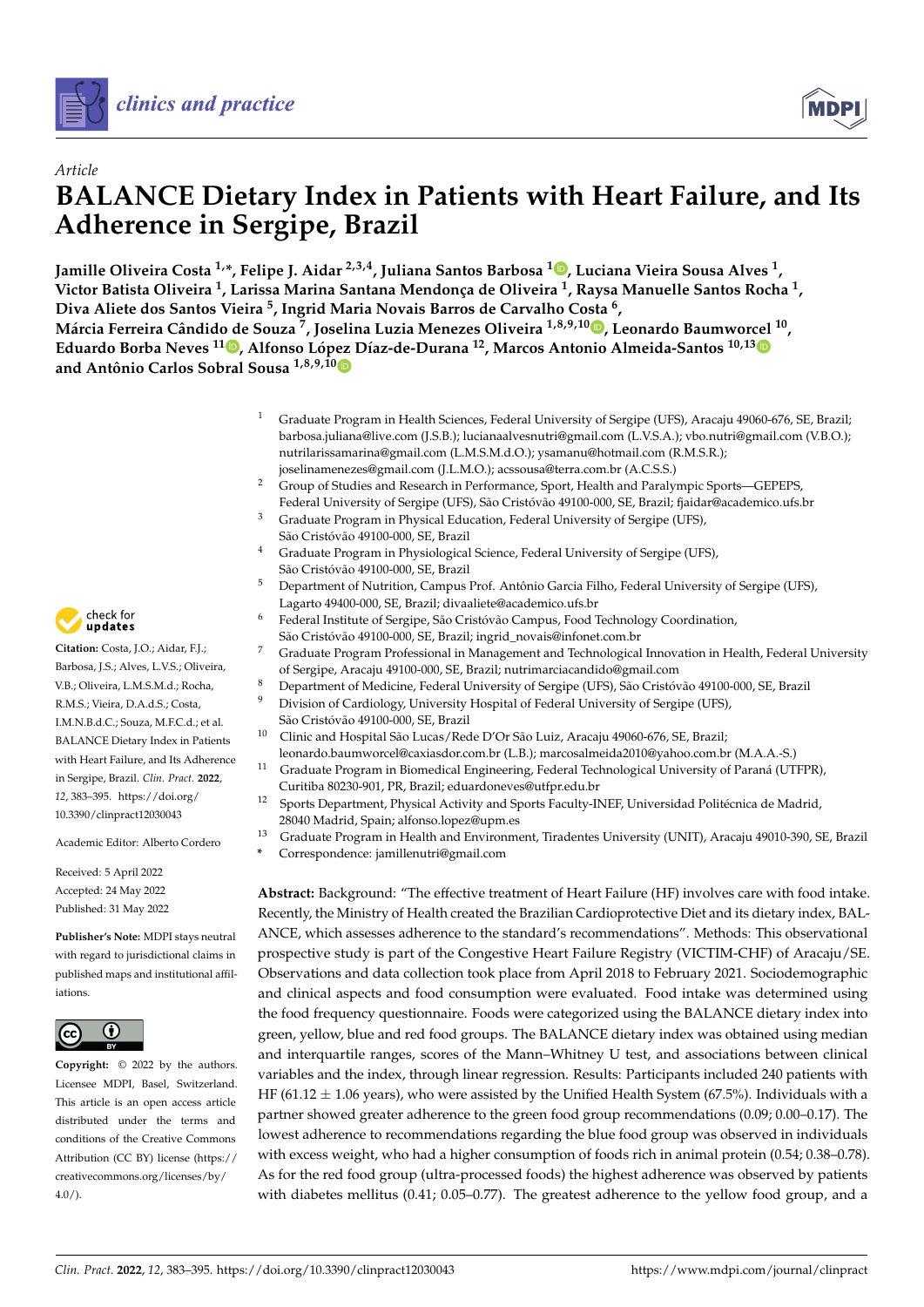*Article*

# BALANCE Dietary Index in Patients with Heart Failure, and Its Adherence in Sergipe, Brazil

**Jamille Oliveira Costa [1,*], Felipe J. Aidar [2,3,4], Juliana Santos Barbosa [1], Luciana Vieira Sousa Alves [1], Victor Batista Oliveira [1], Larissa Marina Santana Mendonça de Oliveira [1], Raysa Manuelle Santos Rocha [1], Diva Aliete dos Santos Vieira [5], Ingrid Maria Novais Barros de Carvalho Costa [6], Márcia Ferreira Cândido de Souza [7], Joselina Luzia Menezes Oliveira [1,8,9,10], Leonardo Baumworcel [10], Eduardo Borba Neves [11], Alfonso López Díaz-de-Durana [12], Marcos Antonio Almeida-Santos [10,13] and Antônio Carlos Sobral Sousa [1,8,9,10]**

1. Graduate Program in Health Sciences, Federal University of Sergipe (UFS), Aracaju 49060-676, SE, Brazil; barbosa.juliana@live.com (J.S.B.); lucianaalvesnutri@gmail.com (L.V.S.A.); vbo.nutri@gmail.com (V.B.O.); nutrilarissamarina@gmail.com (L.M.S.M.d.O.); ysamanu@hotmail.com (R.M.S.R.); joselinamenezes@gmail.com (J.L.M.O.); acssousa@terra.com.br (A.C.S.S.)
2. Group of Studies and Research in Performance, Sport, Health and Paralympic Sports—GEPEPS, Federal University of Sergipe (UFS), São Cristóvão 49100-000, SE, Brazil; fjaidar@academico.ufs.br
3. Graduate Program in Physical Education, Federal University of Sergipe (UFS), São Cristóvão 49100-000, SE, Brazil
4. Graduate Program in Physiological Science, Federal University of Sergipe (UFS), São Cristóvão 49100-000, SE, Brazil
5. Department of Nutrition, Campus Prof. Antônio Garcia Filho, Federal University of Sergipe (UFS), Lagarto 49400-000, SE, Brazil; divaaliete@academico.ufs.br
6. Federal Institute of Sergipe, São Cristóvão Campus, Food Technology Coordination, São Cristóvão 49100-000, SE, Brazil; ingrid_novais@infonet.com.br
7. Graduate Program Professional in Management and Technological Innovation in Health, Federal University of Sergipe, Aracaju 49100-000, SE, Brazil; nutrimarciacandido@gmail.com
8. Department of Medicine, Federal University of Sergipe (UFS), São Cristóvão 49100-000, SE, Brazil
9. Division of Cardiology, University Hospital of Federal University of Sergipe (UFS), São Cristóvão 49100-000, SE, Brazil
10. Clinic and Hospital São Lucas/Rede D'Or São Luiz, Aracaju 49060-676, SE, Brazil; leonardo.baumworcel@caxiasdor.com.br (L.B.); marcosalmeida2010@yahoo.com.br (M.A.A.-S.)
11. Graduate Program in Biomedical Engineering, Federal Technological University of Paraná (UTFPR), Curitiba 80230-901, PR, Brazil; eduardoneves@utfpr.edu.br
12. Sports Department, Physical Activity and Sports Faculty-INEF, Universidad Politécnica de Madrid, 28040 Madrid, Spain; alfonso.lopez@upm.es
13. Graduate Program in Health and Environment, Tiradentes University (UNIT), Aracaju 49010-390, SE, Brazil

\* Correspondence: jamillenutri@gmail.com

**Citation:** Costa, J.O.; Aidar, F.J.; Barbosa, J.S.; Alves, L.V.S.; Oliveira, V.B.; Oliveira, L.M.S.M.d.; Rocha, R.M.S.; Vieira, D.A.d.S.; Costa, I.M.N.B.d.C.; Souza, M.F.C.d.; et al. BALANCE Dietary Index in Patients with Heart Failure, and Its Adherence in Sergipe, Brazil. *Clin. Pract.* **2022**, *12*, 383–395. https://doi.org/10.3390/clinpract12030043

Academic Editor: Alberto Cordero

Received: 5 April 2022
Accepted: 24 May 2022
Published: 31 May 2022

**Publisher's Note:** MDPI stays neutral with regard to jurisdictional claims in published maps and institutional affiliations.

**Copyright:** © 2022 by the authors. Licensee MDPI, Basel, Switzerland. This article is an open access article distributed under the terms and conditions of the Creative Commons Attribution (CC BY) license (https://creativecommons.org/licenses/by/4.0/).

**Abstract:** Background: "The effective treatment of Heart Failure (HF) involves care with food intake. Recently, the Ministry of Health created the Brazilian Cardioprotective Diet and its dietary index, BALANCE, which assesses adherence to the standard's recommendations". Methods: This observational prospective study is part of the Congestive Heart Failure Registry (VICTIM-CHF) of Aracaju/SE. Observations and data collection took place from April 2018 to February 2021. Sociodemographic and clinical aspects and food consumption were evaluated. Food intake was determined using the food frequency questionnaire. Foods were categorized using the BALANCE dietary index into green, yellow, blue and red food groups. The BALANCE dietary index was obtained using median and interquartile ranges, scores of the Mann–Whitney U test, and associations between clinical variables and the index, through linear regression. Results: Participants included 240 patients with HF (61.12 ± 1.06 years), who were assisted by the Unified Health System (67.5%). Individuals with a partner showed greater adherence to the green food group recommendations (0.09; 0.00–0.17). The lowest adherence to recommendations regarding the blue food group was observed in individuals with excess weight, who had a higher consumption of foods rich in animal protein (0.54; 0.38–0.78). As for the red food group (ultra-processed foods) the highest adherence was observed by patients with diabetes mellitus (0.41; 0.05–0.77). The greatest adherence to the yellow food group, and a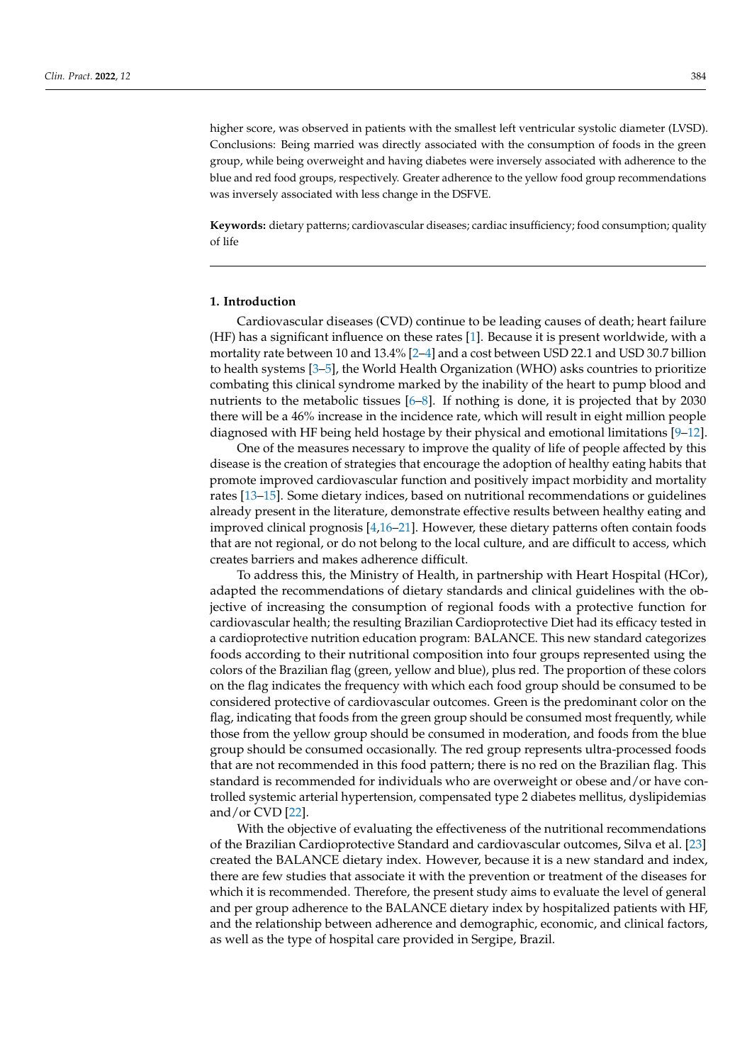higher score, was observed in patients with the smallest left ventricular systolic diameter (LVSD). Conclusions: Being married was directly associated with the consumption of foods in the green group, while being overweight and having diabetes were inversely associated with adherence to the blue and red food groups, respectively. Greater adherence to the yellow food group recommendations was inversely associated with less change in the DSFVE.

**Keywords:** dietary patterns; cardiovascular diseases; cardiac insufficiency; food consumption; quality of life

## 1. Introduction

Cardiovascular diseases (CVD) continue to be leading causes of death; heart failure (HF) has a significant influence on these rates [1]. Because it is present worldwide, with a mortality rate between 10 and 13.4% [2–4] and a cost between USD 22.1 and USD 30.7 billion to health systems [3–5], the World Health Organization (WHO) asks countries to prioritize combating this clinical syndrome marked by the inability of the heart to pump blood and nutrients to the metabolic tissues [6–8]. If nothing is done, it is projected that by 2030 there will be a 46% increase in the incidence rate, which will result in eight million people diagnosed with HF being held hostage by their physical and emotional limitations [9–12].

One of the measures necessary to improve the quality of life of people affected by this disease is the creation of strategies that encourage the adoption of healthy eating habits that promote improved cardiovascular function and positively impact morbidity and mortality rates [13–15]. Some dietary indices, based on nutritional recommendations or guidelines already present in the literature, demonstrate effective results between healthy eating and improved clinical prognosis [4,16–21]. However, these dietary patterns often contain foods that are not regional, or do not belong to the local culture, and are difficult to access, which creates barriers and makes adherence difficult.

To address this, the Ministry of Health, in partnership with Heart Hospital (HCor), adapted the recommendations of dietary standards and clinical guidelines with the objective of increasing the consumption of regional foods with a protective function for cardiovascular health; the resulting Brazilian Cardioprotective Diet had its efficacy tested in a cardioprotective nutrition education program: BALANCE. This new standard categorizes foods according to their nutritional composition into four groups represented using the colors of the Brazilian flag (green, yellow and blue), plus red. The proportion of these colors on the flag indicates the frequency with which each food group should be consumed to be considered protective of cardiovascular outcomes. Green is the predominant color on the flag, indicating that foods from the green group should be consumed most frequently, while those from the yellow group should be consumed in moderation, and foods from the blue group should be consumed occasionally. The red group represents ultra-processed foods that are not recommended in this food pattern; there is no red on the Brazilian flag. This standard is recommended for individuals who are overweight or obese and/or have controlled systemic arterial hypertension, compensated type 2 diabetes mellitus, dyslipidemias and/or CVD [22].

With the objective of evaluating the effectiveness of the nutritional recommendations of the Brazilian Cardioprotective Standard and cardiovascular outcomes, Silva et al. [23] created the BALANCE dietary index. However, because it is a new standard and index, there are few studies that associate it with the prevention or treatment of the diseases for which it is recommended. Therefore, the present study aims to evaluate the level of general and per group adherence to the BALANCE dietary index by hospitalized patients with HF, and the relationship between adherence and demographic, economic, and clinical factors, as well as the type of hospital care provided in Sergipe, Brazil.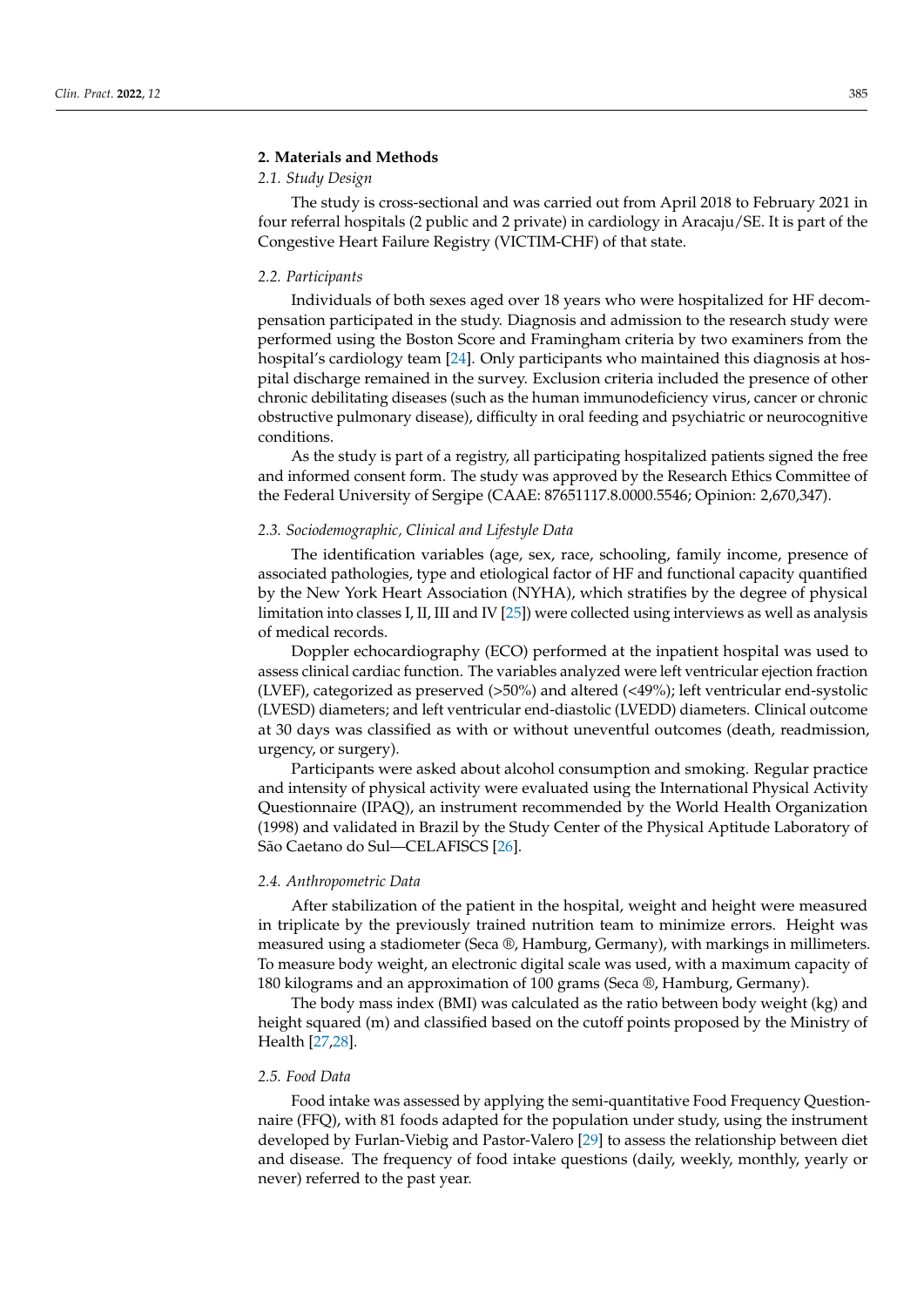## 2. Materials and Methods

### 2.1. Study Design

The study is cross-sectional and was carried out from April 2018 to February 2021 in four referral hospitals (2 public and 2 private) in cardiology in Aracaju/SE. It is part of the Congestive Heart Failure Registry (VICTIM-CHF) of that state.

### 2.2. Participants

Individuals of both sexes aged over 18 years who were hospitalized for HF decompensation participated in the study. Diagnosis and admission to the research study were performed using the Boston Score and Framingham criteria by two examiners from the hospital's cardiology team [24]. Only participants who maintained this diagnosis at hospital discharge remained in the survey. Exclusion criteria included the presence of other chronic debilitating diseases (such as the human immunodeficiency virus, cancer or chronic obstructive pulmonary disease), difficulty in oral feeding and psychiatric or neurocognitive conditions.

As the study is part of a registry, all participating hospitalized patients signed the free and informed consent form. The study was approved by the Research Ethics Committee of the Federal University of Sergipe (CAAE: 87651117.8.0000.5546; Opinion: 2,670,347).

### 2.3. Sociodemographic, Clinical and Lifestyle Data

The identification variables (age, sex, race, schooling, family income, presence of associated pathologies, type and etiological factor of HF and functional capacity quantified by the New York Heart Association (NYHA), which stratifies by the degree of physical limitation into classes I, II, III and IV [25]) were collected using interviews as well as analysis of medical records.

Doppler echocardiography (ECO) performed at the inpatient hospital was used to assess clinical cardiac function. The variables analyzed were left ventricular ejection fraction (LVEF), categorized as preserved (>50%) and altered (<49%); left ventricular end-systolic (LVESD) diameters; and left ventricular end-diastolic (LVEDD) diameters. Clinical outcome at 30 days was classified as with or without uneventful outcomes (death, readmission, urgency, or surgery).

Participants were asked about alcohol consumption and smoking. Regular practice and intensity of physical activity were evaluated using the International Physical Activity Questionnaire (IPAQ), an instrument recommended by the World Health Organization (1998) and validated in Brazil by the Study Center of the Physical Aptitude Laboratory of São Caetano do Sul—CELAFISCS [26].

### 2.4. Anthropometric Data

After stabilization of the patient in the hospital, weight and height were measured in triplicate by the previously trained nutrition team to minimize errors. Height was measured using a stadiometer (Seca ®, Hamburg, Germany), with markings in millimeters. To measure body weight, an electronic digital scale was used, with a maximum capacity of 180 kilograms and an approximation of 100 grams (Seca ®, Hamburg, Germany).

The body mass index (BMI) was calculated as the ratio between body weight (kg) and height squared (m) and classified based on the cutoff points proposed by the Ministry of Health [27,28].

### 2.5. Food Data

Food intake was assessed by applying the semi-quantitative Food Frequency Questionnaire (FFQ), with 81 foods adapted for the population under study, using the instrument developed by Furlan-Viebig and Pastor-Valero [29] to assess the relationship between diet and disease. The frequency of food intake questions (daily, weekly, monthly, yearly or never) referred to the past year.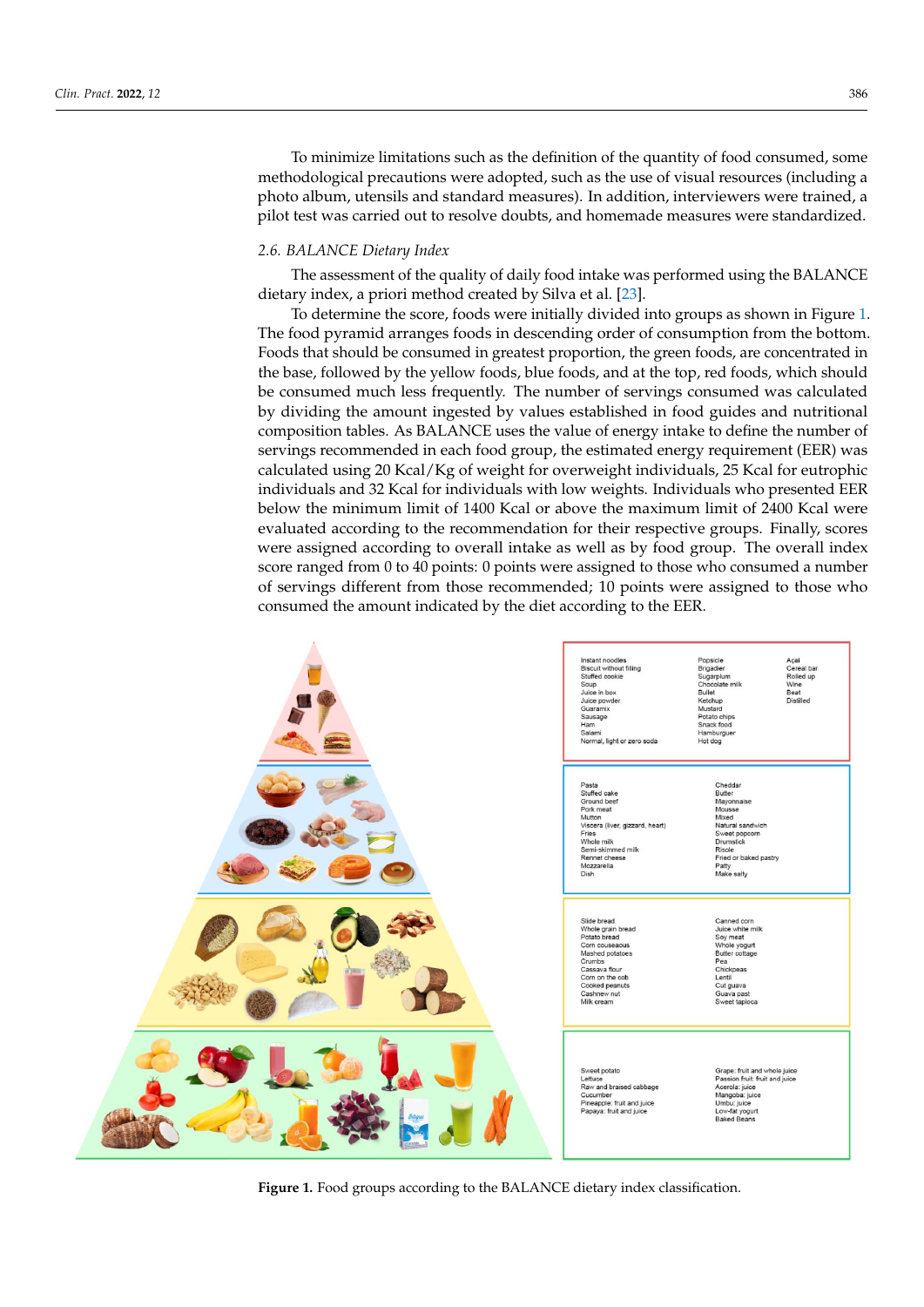To minimize limitations such as the definition of the quantity of food consumed, some methodological precautions were adopted, such as the use of visual resources (including a photo album, utensils and standard measures). In addition, interviewers were trained, a pilot test was carried out to resolve doubts, and homemade measures were standardized.

### 2.6. BALANCE Dietary Index

The assessment of the quality of daily food intake was performed using the BALANCE dietary index, a priori method created by Silva et al. [23].

To determine the score, foods were initially divided into groups as shown in Figure 1. The food pyramid arranges foods in descending order of consumption from the bottom. Foods that should be consumed in greatest proportion, the green foods, are concentrated in the base, followed by the yellow foods, blue foods, and at the top, red foods, which should be consumed much less frequently. The number of servings consumed was calculated by dividing the amount ingested by values established in food guides and nutritional composition tables. As BALANCE uses the value of energy intake to define the number of servings recommended in each food group, the estimated energy requirement (EER) was calculated using 20 Kcal/Kg of weight for overweight individuals, 25 Kcal for eutrophic individuals and 32 Kcal for individuals with low weights. Individuals who presented EER below the minimum limit of 1400 Kcal or above the maximum limit of 2400 Kcal were evaluated according to the recommendation for their respective groups. Finally, scores were assigned according to overall intake as well as by food group. The overall index score ranged from 0 to 40 points: 0 points were assigned to those who consumed a number of servings different from those recommended; 10 points were assigned to those who consumed the amount indicated by the diet according to the EER.

| Red group | | |
|---|---|---|
| Instant noodles | Popsicle | Açaí |
| Biscuit without filling | Brigadier | Cereal bar |
| Stuffed cookie | Sugarplum | Rolled up |
| Soup | Chocolate milk | Wine |
| Juice in box | Bullet | Beat |
| Juice powder | Ketchup | Distilled |
| Guaramix | Mustard | |
| Sausage | Potato chips | |
| Ham | Snack food | |
| Salami | Hamburguer | |
| Normal, light or zero soda | Hot dog | |

| Blue group | |
|---|---|
| Pasta | Cheddar |
| Stuffed cake | Butter |
| Ground beef | Mayonnaise |
| Pork meat | Mousse |
| Mutton | Mixed |
| Viscera (liver, gizzard, heart) | Natural sandwich |
| Fries | Sweet popcorn |
| Whole milk | Drumstick |
| Semi-skimmed milk | Risole |
| Rennet cheese | Fried or baked pastry |
| Mozzarella | Patty |
| Dish | Make salty |

| Yellow group | |
|---|---|
| Slide bread | Canned corn |
| Whole grain bread | Juice white milk |
| Potato bread | Soy meat |
| Corn couscous | Whole yogurt |
| Mashed potatoes | Butter cottage |
| Crumbs | Pea |
| Cassava flour | Chickpeas |
| Corn on the cob | Lentil |
| Cooked peanuts | Cut guava |
| Cashnew nut | Guava past |
| Milk cream | Sweet tapioca |

| Green group | |
|---|---|
| Sweet potato | Grape: fruit and whole juice |
| Lettuce | Passion fruit: fruit and juice |
| Raw and braised cabbage | Acerola: juice |
| Cucumber | Mangoba: juice |
| Pineapple: fruit and juice | Umbu: juice |
| Papaya: fruit and juice | Low-fat yogurt |
| | Baked Beans |

**Figure 1.** Food groups according to the BALANCE dietary index classification.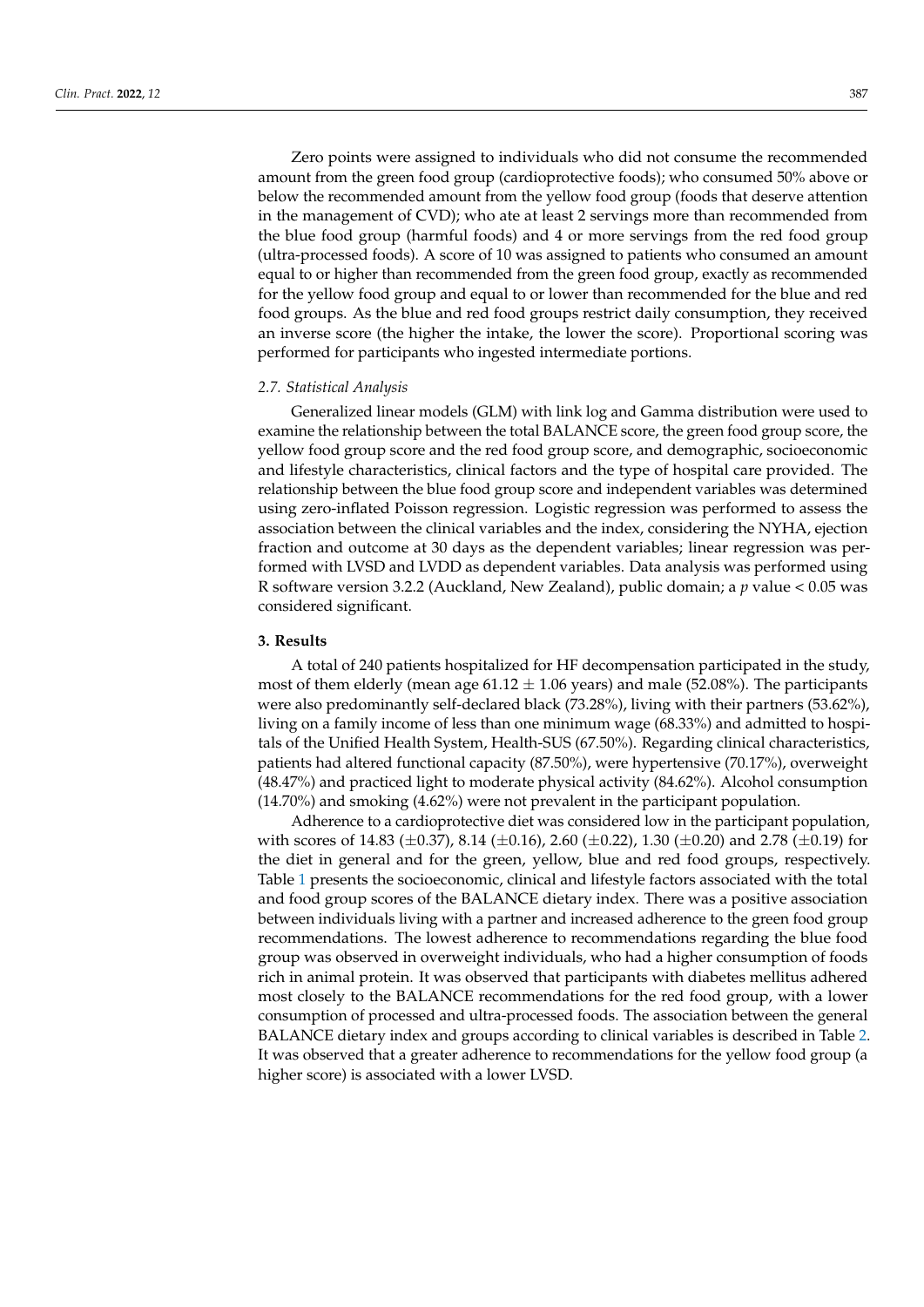Zero points were assigned to individuals who did not consume the recommended amount from the green food group (cardioprotective foods); who consumed 50% above or below the recommended amount from the yellow food group (foods that deserve attention in the management of CVD); who ate at least 2 servings more than recommended from the blue food group (harmful foods) and 4 or more servings from the red food group (ultra-processed foods). A score of 10 was assigned to patients who consumed an amount equal to or higher than recommended from the green food group, exactly as recommended for the yellow food group and equal to or lower than recommended for the blue and red food groups. As the blue and red food groups restrict daily consumption, they received an inverse score (the higher the intake, the lower the score). Proportional scoring was performed for participants who ingested intermediate portions.

### *2.7. Statistical Analysis*

Generalized linear models (GLM) with link log and Gamma distribution were used to examine the relationship between the total BALANCE score, the green food group score, the yellow food group score and the red food group score, and demographic, socioeconomic and lifestyle characteristics, clinical factors and the type of hospital care provided. The relationship between the blue food group score and independent variables was determined using zero-inflated Poisson regression. Logistic regression was performed to assess the association between the clinical variables and the index, considering the NYHA, ejection fraction and outcome at 30 days as the dependent variables; linear regression was performed with LVSD and LVDD as dependent variables. Data analysis was performed using R software version 3.2.2 (Auckland, New Zealand), public domain; a $p$ value < 0.05 was considered significant.

## **3. Results**

A total of 240 patients hospitalized for HF decompensation participated in the study, most of them elderly (mean age $61.12 \pm 1.06$ years) and male (52.08%). The participants were also predominantly self-declared black (73.28%), living with their partners (53.62%), living on a family income of less than one minimum wage (68.33%) and admitted to hospitals of the Unified Health System, Health-SUS (67.50%). Regarding clinical characteristics, patients had altered functional capacity (87.50%), were hypertensive (70.17%), overweight (48.47%) and practiced light to moderate physical activity (84.62%). Alcohol consumption (14.70%) and smoking (4.62%) were not prevalent in the participant population.

Adherence to a cardioprotective diet was considered low in the participant population, with scores of 14.83 ($\pm$0.37), 8.14 ($\pm$0.16), 2.60 ($\pm$0.22), 1.30 ($\pm$0.20) and 2.78 ($\pm$0.19) for the diet in general and for the green, yellow, blue and red food groups, respectively. Table 1 presents the socioeconomic, clinical and lifestyle factors associated with the total and food group scores of the BALANCE dietary index. There was a positive association between individuals living with a partner and increased adherence to the green food group recommendations. The lowest adherence to recommendations regarding the blue food group was observed in overweight individuals, who had a higher consumption of foods rich in animal protein. It was observed that participants with diabetes mellitus adhered most closely to the BALANCE recommendations for the red food group, with a lower consumption of processed and ultra-processed foods. The association between the general BALANCE dietary index and groups according to clinical variables is described in Table 2. It was observed that a greater adherence to recommendations for the yellow food group (a higher score) is associated with a lower LVSD.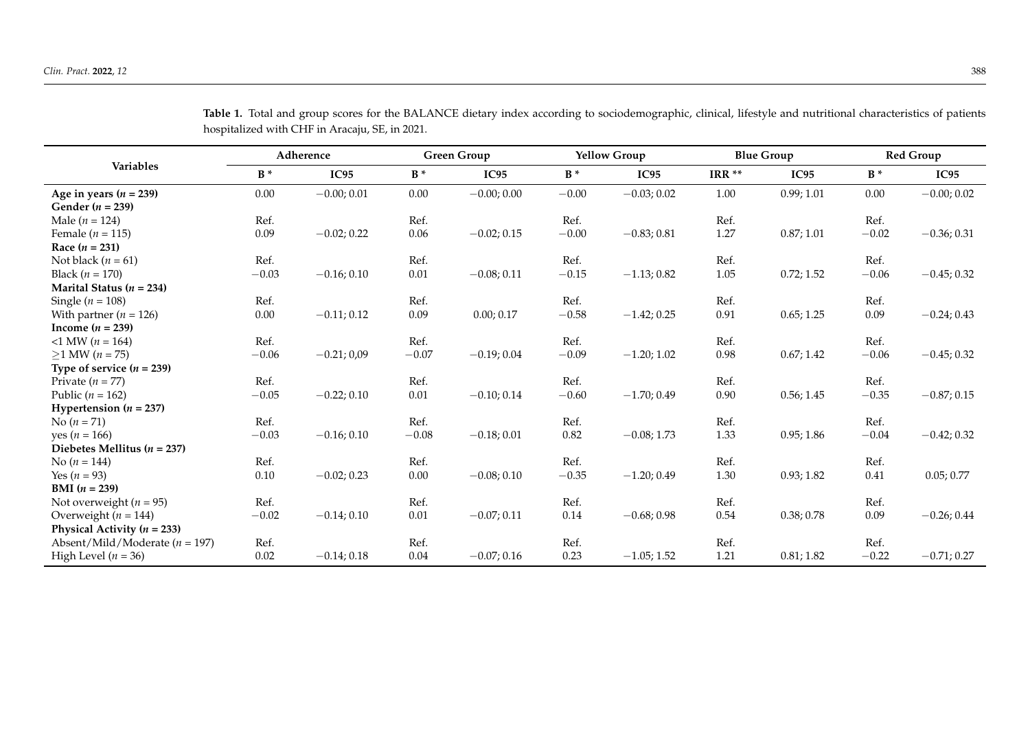**Table 1.** Total and group scores for the BALANCE dietary index according to sociodemographic, clinical, lifestyle and nutritional characteristics of patients hospitalized with CHF in Aracaju, SE, in 2021.

| Variables | Adherence | | Green Group | | Yellow Group | | Blue Group | | Red Group | |
|---|---|---|---|---|---|---|---|---|---|---|
| | B * | IC95 | B * | IC95 | B * | IC95 | IRR ** | IC95 | B * | IC95 |
| **Age in years ($n$ = 239)** | 0.00 | −0.00; 0.01 | 0.00 | −0.00; 0.00 | −0.00 | −0.03; 0.02 | 1.00 | 0.99; 1.01 | 0.00 | −0.00; 0.02 |
| **Gender ($n$ = 239)** | | | | | | | | | | |
| Male ($n$ = 124) | Ref. | | Ref. | | Ref. | | Ref. | | Ref. | |
| Female ($n$ = 115) | 0.09 | −0.02; 0.22 | 0.06 | −0.02; 0.15 | −0.00 | −0.83; 0.81 | 1.27 | 0.87; 1.01 | −0.02 | −0.36; 0.31 |
| **Race ($n$ = 231)** | | | | | | | | | | |
| Not black ($n$ = 61) | Ref. | | Ref. | | Ref. | | Ref. | | Ref. | |
| Black ($n$ = 170) | −0.03 | −0.16; 0.10 | 0.01 | −0.08; 0.11 | −0.15 | −1.13; 0.82 | 1.05 | 0.72; 1.52 | −0.06 | −0.45; 0.32 |
| **Marital Status ($n$ = 234)** | | | | | | | | | | |
| Single ($n$ = 108) | Ref. | | Ref. | | Ref. | | Ref. | | Ref. | |
| With partner ($n$ = 126) | 0.00 | −0.11; 0.12 | 0.09 | 0.00; 0.17 | −0.58 | −1.42; 0.25 | 0.91 | 0.65; 1.25 | 0.09 | −0.24; 0.43 |
| **Income ($n$ = 239)** | | | | | | | | | | |
| <1 MW ($n$ = 164) | Ref. | | Ref. | | Ref. | | Ref. | | Ref. | |
| ≥1 MW ($n$ = 75) | −0.06 | −0.21; 0,09 | −0.07 | −0.19; 0.04 | −0.09 | −1.20; 1.02 | 0.98 | 0.67; 1.42 | −0.06 | −0.45; 0.32 |
| **Type of service ($n$ = 239)** | | | | | | | | | | |
| Private ($n$ = 77) | Ref. | | Ref. | | Ref. | | Ref. | | Ref. | |
| Public ($n$ = 162) | −0.05 | −0.22; 0.10 | 0.01 | −0.10; 0.14 | −0.60 | −1.70; 0.49 | 0.90 | 0.56; 1.45 | −0.35 | −0.87; 0.15 |
| **Hypertension ($n$ = 237)** | | | | | | | | | | |
| No ($n$ = 71) | Ref. | | Ref. | | Ref. | | Ref. | | Ref. | |
| yes ($n$ = 166) | −0.03 | −0.16; 0.10 | −0.08 | −0.18; 0.01 | 0.82 | −0.08; 1.73 | 1.33 | 0.95; 1.86 | −0.04 | −0.42; 0.32 |
| **Diebetes Mellitus ($n$ = 237)** | | | | | | | | | | |
| No ($n$ = 144) | Ref. | | Ref. | | Ref. | | Ref. | | Ref. | |
| Yes ($n$ = 93) | 0.10 | −0.02; 0.23 | 0.00 | −0.08; 0.10 | −0.35 | −1.20; 0.49 | 1.30 | 0.93; 1.82 | 0.41 | 0.05; 0.77 |
| **BMI ($n$ = 239)** | | | | | | | | | | |
| Not overweight ($n$ = 95) | Ref. | | Ref. | | Ref. | | Ref. | | Ref. | |
| Overweight ($n$ = 144) | −0.02 | −0.14; 0.10 | 0.01 | −0.07; 0.11 | 0.14 | −0.68; 0.98 | 0.54 | 0.38; 0.78 | 0.09 | −0.26; 0.44 |
| **Physical Activity ($n$ = 233)** | | | | | | | | | | |
| Absent/Mild/Moderate ($n$ = 197) | Ref. | | Ref. | | Ref. | | Ref. | | Ref. | |
| High Level ($n$ = 36) | 0.02 | −0.14; 0.18 | 0.04 | −0.07; 0.16 | 0.23 | −1.05; 1.52 | 1.21 | 0.81; 1.82 | −0.22 | −0.71; 0.27 |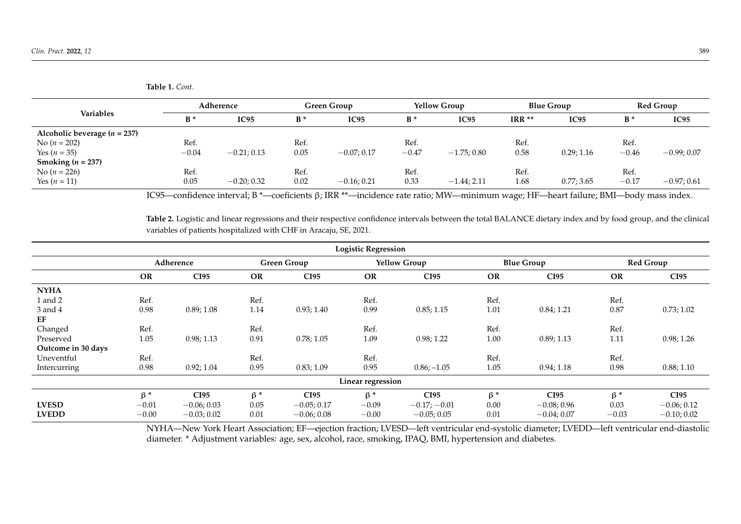**Table 1.** *Cont*.

| Variables | Adherence | | Green Group | | Yellow Group | | Blue Group | | Red Group | |
|---|---|---|---|---|---|---|---|---|---|---|
| | **B *** | **IC95** | **B *** | **IC95** | **B *** | **IC95** | **IRR **** | **IC95** | **B *** | **IC95** |
| **Alcoholic beverage ($n$ = 237)** | | | | | | | | | | |
| No ($n$ = 202) | Ref. | | Ref. | | Ref. | | Ref. | | Ref. | |
| Yes ($n$ = 35) | −0.04 | −0.21; 0.13 | 0.05 | −0.07; 0.17 | −0.47 | −1.75; 0.80 | 0.58 | 0.29; 1.16 | −0.46 | −0.99; 0.07 |
| **Smoking ($n$ = 237)** | | | | | | | | | | |
| No ($n$ = 226) | Ref. | | Ref. | | Ref. | | Ref. | | Ref. | |
| Yes ($n$ = 11) | 0.05 | −0.20; 0.32 | 0.02 | −0.16; 0.21 | 0.33 | −1.44; 2.11 | 1.68 | 0.77; 3.65 | −0.17 | −0.97; 0.61 |

IC95—confidence interval; B *—coeficients β; IRR **—incidence rate ratio; MW—minimum wage; HF—heart failure; BMI—body mass index.

**Table 2.** Logistic and linear regressions and their respective confidence intervals between the total BALANCE dietary index and by food group, and the clinical variables of patients hospitalized with CHF in Aracaju, SE, 2021.

| | Logistic Regression | | | | | | | | | |
|---|---|---|---|---|---|---|---|---|---|---|
| | **Adherence** | | **Green Group** | | **Yellow Group** | | **Blue Group** | | **Red Group** | |
| | **OR** | **CI95** | **OR** | **CI95** | **OR** | **CI95** | **OR** | **CI95** | **OR** | **CI95** |
| **NYHA** | | | | | | | | | | |
| 1 and 2 | Ref. | | Ref. | | Ref. | | Ref. | | Ref. | |
| 3 and 4 | 0.98 | 0.89; 1.08 | 1.14 | 0.93; 1.40 | 0.99 | 0.85; 1.15 | 1.01 | 0.84; 1.21 | 0.87 | 0.73; 1.02 |
| **EF** | | | | | | | | | | |
| Changed | Ref. | | Ref. | | Ref. | | Ref. | | Ref. | |
| Preserved | 1.05 | 0.98; 1.13 | 0.91 | 0.78; 1.05 | 1.09 | 0.98; 1.22 | 1.00 | 0.89; 1.13 | 1.11 | 0.98; 1.26 |
| **Outcome in 30 days** | | | | | | | | | | |
| Uneventful | Ref. | | Ref. | | Ref. | | Ref. | | Ref. | |
| Intercurring | 0.98 | 0.92; 1.04 | 0.95 | 0.83; 1.09 | 0.95 | 0.86; −1.05 | 1.05 | 0.94; 1.18 | 0.98 | 0.88; 1.10 |
| | **Linear regression** | | | | | | | | | |
| | **β *** | **CI95** | **β *** | **CI95** | **β *** | **CI95** | **β *** | **CI95** | **β *** | **CI95** |
| **LVESD** | −0.01 | −0.06; 0.03 | 0.05 | −0.05; 0.17 | −0.09 | −0.17; −0.01 | 0.00 | −0.08; 0.96 | 0.03 | −0.06; 0.12 |
| **LVEDD** | −0.00 | −0.03; 0.02 | 0.01 | −0.06; 0.08 | −0.00 | −0.05; 0.05 | 0.01 | −0.04; 0.07 | −0.03 | −0.10; 0.02 |

NYHA—New York Heart Association; EF—ejection fraction; LVESD—left ventricular end-systolic diameter; LVEDD—left ventricular end-diastolic diameter. * Adjustment variables: age, sex, alcohol, race, smoking, IPAQ, BMI, hypertension and diabetes.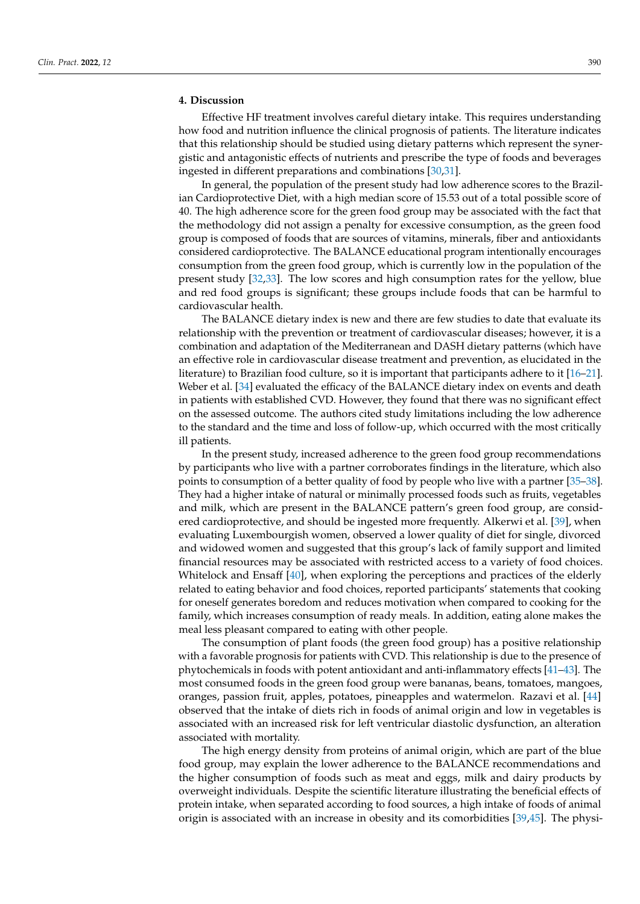## 4. Discussion

Effective HF treatment involves careful dietary intake. This requires understanding how food and nutrition influence the clinical prognosis of patients. The literature indicates that this relationship should be studied using dietary patterns which represent the synergistic and antagonistic effects of nutrients and prescribe the type of foods and beverages ingested in different preparations and combinations [30,31].

In general, the population of the present study had low adherence scores to the Brazilian Cardioprotective Diet, with a high median score of 15.53 out of a total possible score of 40. The high adherence score for the green food group may be associated with the fact that the methodology did not assign a penalty for excessive consumption, as the green food group is composed of foods that are sources of vitamins, minerals, fiber and antioxidants considered cardioprotective. The BALANCE educational program intentionally encourages consumption from the green food group, which is currently low in the population of the present study [32,33]. The low scores and high consumption rates for the yellow, blue and red food groups is significant; these groups include foods that can be harmful to cardiovascular health.

The BALANCE dietary index is new and there are few studies to date that evaluate its relationship with the prevention or treatment of cardiovascular diseases; however, it is a combination and adaptation of the Mediterranean and DASH dietary patterns (which have an effective role in cardiovascular disease treatment and prevention, as elucidated in the literature) to Brazilian food culture, so it is important that participants adhere to it [16–21]. Weber et al. [34] evaluated the efficacy of the BALANCE dietary index on events and death in patients with established CVD. However, they found that there was no significant effect on the assessed outcome. The authors cited study limitations including the low adherence to the standard and the time and loss of follow-up, which occurred with the most critically ill patients.

In the present study, increased adherence to the green food group recommendations by participants who live with a partner corroborates findings in the literature, which also points to consumption of a better quality of food by people who live with a partner [35–38]. They had a higher intake of natural or minimally processed foods such as fruits, vegetables and milk, which are present in the BALANCE pattern's green food group, are considered cardioprotective, and should be ingested more frequently. Alkerwi et al. [39], when evaluating Luxembourgish women, observed a lower quality of diet for single, divorced and widowed women and suggested that this group's lack of family support and limited financial resources may be associated with restricted access to a variety of food choices. Whitelock and Ensaff [40], when exploring the perceptions and practices of the elderly related to eating behavior and food choices, reported participants' statements that cooking for oneself generates boredom and reduces motivation when compared to cooking for the family, which increases consumption of ready meals. In addition, eating alone makes the meal less pleasant compared to eating with other people.

The consumption of plant foods (the green food group) has a positive relationship with a favorable prognosis for patients with CVD. This relationship is due to the presence of phytochemicals in foods with potent antioxidant and anti-inflammatory effects [41–43]. The most consumed foods in the green food group were bananas, beans, tomatoes, mangoes, oranges, passion fruit, apples, potatoes, pineapples and watermelon. Razavi et al. [44] observed that the intake of diets rich in foods of animal origin and low in vegetables is associated with an increased risk for left ventricular diastolic dysfunction, an alteration associated with mortality.

The high energy density from proteins of animal origin, which are part of the blue food group, may explain the lower adherence to the BALANCE recommendations and the higher consumption of foods such as meat and eggs, milk and dairy products by overweight individuals. Despite the scientific literature illustrating the beneficial effects of protein intake, when separated according to food sources, a high intake of foods of animal origin is associated with an increase in obesity and its comorbidities [39,45]. The physi-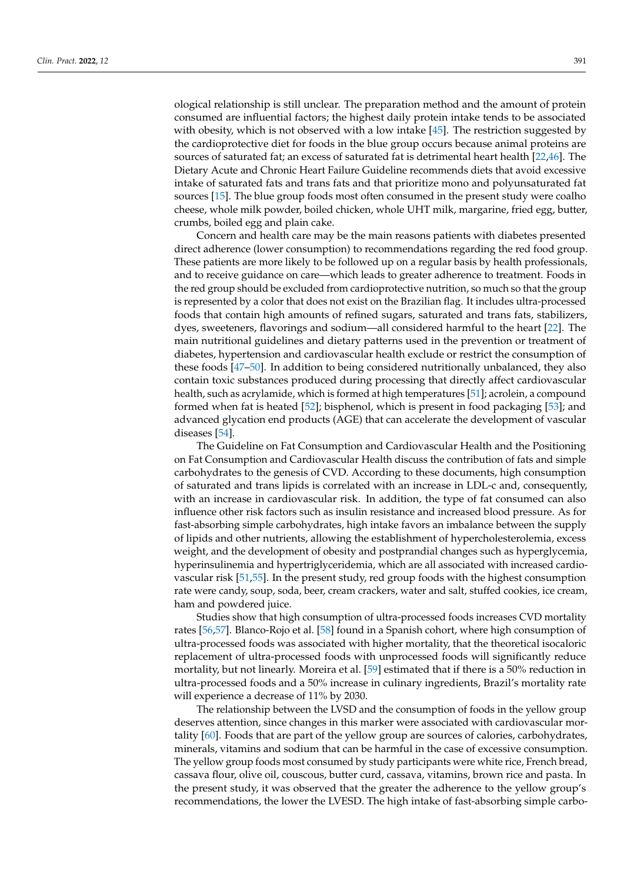ological relationship is still unclear. The preparation method and the amount of protein consumed are influential factors; the highest daily protein intake tends to be associated with obesity, which is not observed with a low intake [45]. The restriction suggested by the cardioprotective diet for foods in the blue group occurs because animal proteins are sources of saturated fat; an excess of saturated fat is detrimental heart health [22,46]. The Dietary Acute and Chronic Heart Failure Guideline recommends diets that avoid excessive intake of saturated fats and trans fats and that prioritize mono and polyunsaturated fat sources [15]. The blue group foods most often consumed in the present study were coalho cheese, whole milk powder, boiled chicken, whole UHT milk, margarine, fried egg, butter, crumbs, boiled egg and plain cake.

Concern and health care may be the main reasons patients with diabetes presented direct adherence (lower consumption) to recommendations regarding the red food group. These patients are more likely to be followed up on a regular basis by health professionals, and to receive guidance on care—which leads to greater adherence to treatment. Foods in the red group should be excluded from cardioprotective nutrition, so much so that the group is represented by a color that does not exist on the Brazilian flag. It includes ultra-processed foods that contain high amounts of refined sugars, saturated and trans fats, stabilizers, dyes, sweeteners, flavorings and sodium—all considered harmful to the heart [22]. The main nutritional guidelines and dietary patterns used in the prevention or treatment of diabetes, hypertension and cardiovascular health exclude or restrict the consumption of these foods [47–50]. In addition to being considered nutritionally unbalanced, they also contain toxic substances produced during processing that directly affect cardiovascular health, such as acrylamide, which is formed at high temperatures [51]; acrolein, a compound formed when fat is heated [52]; bisphenol, which is present in food packaging [53]; and advanced glycation end products (AGE) that can accelerate the development of vascular diseases [54].

The Guideline on Fat Consumption and Cardiovascular Health and the Positioning on Fat Consumption and Cardiovascular Health discuss the contribution of fats and simple carbohydrates to the genesis of CVD. According to these documents, high consumption of saturated and trans lipids is correlated with an increase in LDL-c and, consequently, with an increase in cardiovascular risk. In addition, the type of fat consumed can also influence other risk factors such as insulin resistance and increased blood pressure. As for fast-absorbing simple carbohydrates, high intake favors an imbalance between the supply of lipids and other nutrients, allowing the establishment of hypercholesterolemia, excess weight, and the development of obesity and postprandial changes such as hyperglycemia, hyperinsulinemia and hypertriglyceridemia, which are all associated with increased cardiovascular risk [51,55]. In the present study, red group foods with the highest consumption rate were candy, soup, soda, beer, cream crackers, water and salt, stuffed cookies, ice cream, ham and powdered juice.

Studies show that high consumption of ultra-processed foods increases CVD mortality rates [56,57]. Blanco-Rojo et al. [58] found in a Spanish cohort, where high consumption of ultra-processed foods was associated with higher mortality, that the theoretical isocaloric replacement of ultra-processed foods with unprocessed foods will significantly reduce mortality, but not linearly. Moreira et al. [59] estimated that if there is a 50% reduction in ultra-processed foods and a 50% increase in culinary ingredients, Brazil's mortality rate will experience a decrease of 11% by 2030.

The relationship between the LVSD and the consumption of foods in the yellow group deserves attention, since changes in this marker were associated with cardiovascular mortality [60]. Foods that are part of the yellow group are sources of calories, carbohydrates, minerals, vitamins and sodium that can be harmful in the case of excessive consumption. The yellow group foods most consumed by study participants were white rice, French bread, cassava flour, olive oil, couscous, butter curd, cassava, vitamins, brown rice and pasta. In the present study, it was observed that the greater the adherence to the yellow group's recommendations, the lower the LVESD. The high intake of fast-absorbing simple carbo-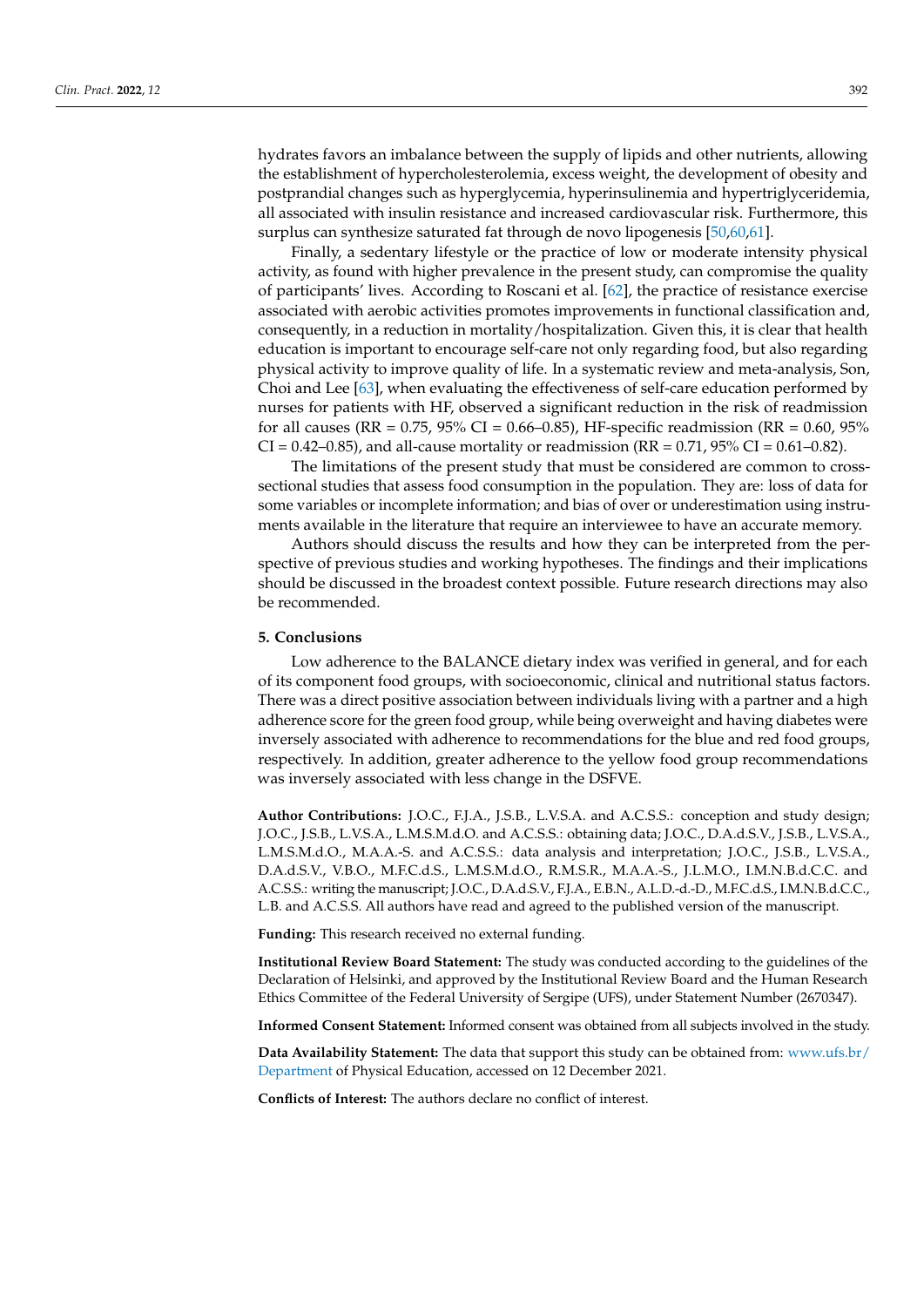hydrates favors an imbalance between the supply of lipids and other nutrients, allowing the establishment of hypercholesterolemia, excess weight, the development of obesity and postprandial changes such as hyperglycemia, hyperinsulinemia and hypertriglyceridemia, all associated with insulin resistance and increased cardiovascular risk. Furthermore, this surplus can synthesize saturated fat through de novo lipogenesis [50,60,61].

Finally, a sedentary lifestyle or the practice of low or moderate intensity physical activity, as found with higher prevalence in the present study, can compromise the quality of participants' lives. According to Roscani et al. [62], the practice of resistance exercise associated with aerobic activities promotes improvements in functional classification and, consequently, in a reduction in mortality/hospitalization. Given this, it is clear that health education is important to encourage self-care not only regarding food, but also regarding physical activity to improve quality of life. In a systematic review and meta-analysis, Son, Choi and Lee [63], when evaluating the effectiveness of self-care education performed by nurses for patients with HF, observed a significant reduction in the risk of readmission for all causes (RR = 0.75, 95% CI = 0.66–0.85), HF-specific readmission (RR = 0.60, 95% CI = 0.42–0.85), and all-cause mortality or readmission (RR = 0.71, 95% CI = 0.61–0.82).

The limitations of the present study that must be considered are common to cross-sectional studies that assess food consumption in the population. They are: loss of data for some variables or incomplete information; and bias of over or underestimation using instruments available in the literature that require an interviewee to have an accurate memory.

Authors should discuss the results and how they can be interpreted from the perspective of previous studies and working hypotheses. The findings and their implications should be discussed in the broadest context possible. Future research directions may also be recommended.

## 5. Conclusions

Low adherence to the BALANCE dietary index was verified in general, and for each of its component food groups, with socioeconomic, clinical and nutritional status factors. There was a direct positive association between individuals living with a partner and a high adherence score for the green food group, while being overweight and having diabetes were inversely associated with adherence to recommendations for the blue and red food groups, respectively. In addition, greater adherence to the yellow food group recommendations was inversely associated with less change in the DSFVE.

**Author Contributions:** J.O.C., F.J.A., J.S.B., L.V.S.A. and A.C.S.S.: conception and study design; J.O.C., J.S.B., L.V.S.A., L.M.S.M.d.O. and A.C.S.S.: obtaining data; J.O.C., D.A.d.S.V., J.S.B., L.V.S.A., L.M.S.M.d.O., M.A.A.-S. and A.C.S.S.: data analysis and interpretation; J.O.C., J.S.B., L.V.S.A., D.A.d.S.V., V.B.O., M.F.C.d.S., L.M.S.M.d.O., R.M.S.R., M.A.A.-S., J.L.M.O., I.M.N.B.d.C.C. and A.C.S.S.: writing the manuscript; J.O.C., D.A.d.S.V., F.J.A., E.B.N., A.L.D.-d.-D., M.F.C.d.S., I.M.N.B.d.C.C., L.B. and A.C.S.S. All authors have read and agreed to the published version of the manuscript.

**Funding:** This research received no external funding.

**Institutional Review Board Statement:** The study was conducted according to the guidelines of the Declaration of Helsinki, and approved by the Institutional Review Board and the Human Research Ethics Committee of the Federal University of Sergipe (UFS), under Statement Number (2670347).

**Informed Consent Statement:** Informed consent was obtained from all subjects involved in the study.

**Data Availability Statement:** The data that support this study can be obtained from: www.ufs.br/Department of Physical Education, accessed on 12 December 2021.

**Conflicts of Interest:** The authors declare no conflict of interest.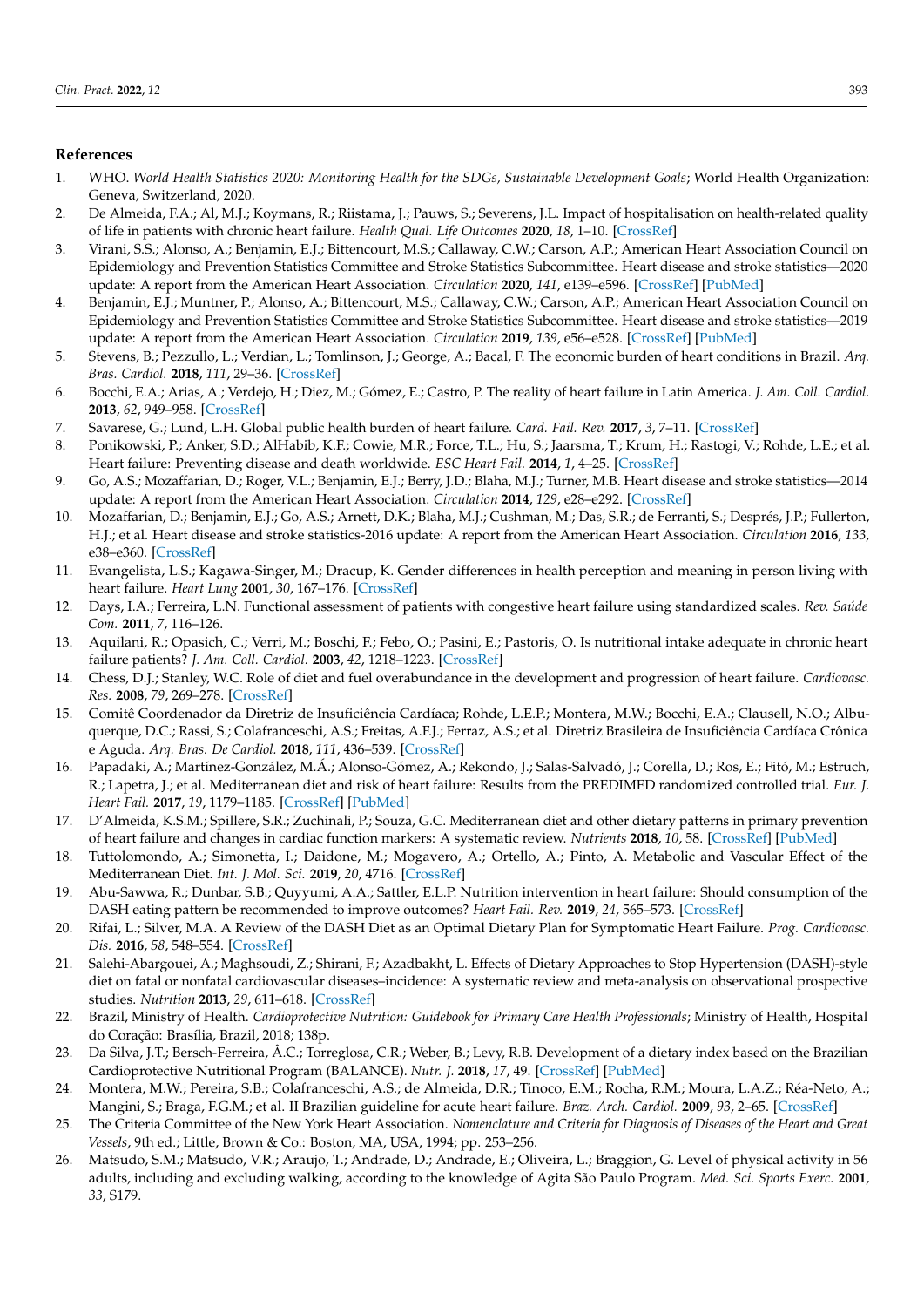## References

1. WHO. *World Health Statistics 2020: Monitoring Health for the SDGs, Sustainable Development Goals*; World Health Organization: Geneva, Switzerland, 2020.
2. De Almeida, F.A.; Al, M.J.; Koymans, R.; Riistama, J.; Pauws, S.; Severens, J.L. Impact of hospitalisation on health-related quality of life in patients with chronic heart failure. *Health Qual. Life Outcomes* **2020**, *18*, 1–10. [CrossRef]
3. Virani, S.S.; Alonso, A.; Benjamin, E.J.; Bittencourt, M.S.; Callaway, C.W.; Carson, A.P.; American Heart Association Council on Epidemiology and Prevention Statistics Committee and Stroke Statistics Subcommittee. Heart disease and stroke statistics—2020 update: A report from the American Heart Association. *Circulation* **2020**, *141*, e139–e596. [CrossRef] [PubMed]
4. Benjamin, E.J.; Muntner, P.; Alonso, A.; Bittencourt, M.S.; Callaway, C.W.; Carson, A.P.; American Heart Association Council on Epidemiology and Prevention Statistics Committee and Stroke Statistics Subcommittee. Heart disease and stroke statistics—2019 update: A report from the American Heart Association. *Circulation* **2019**, *139*, e56–e528. [CrossRef] [PubMed]
5. Stevens, B.; Pezzullo, L.; Verdian, L.; Tomlinson, J.; George, A.; Bacal, F. The economic burden of heart conditions in Brazil. *Arq. Bras. Cardiol.* **2018**, *111*, 29–36. [CrossRef]
6. Bocchi, E.A.; Arias, A.; Verdejo, H.; Diez, M.; Gómez, E.; Castro, P. The reality of heart failure in Latin America. *J. Am. Coll. Cardiol.* **2013**, *62*, 949–958. [CrossRef]
7. Savarese, G.; Lund, L.H. Global public health burden of heart failure. *Card. Fail. Rev.* **2017**, *3*, 7–11. [CrossRef]
8. Ponikowski, P.; Anker, S.D.; AlHabib, K.F.; Cowie, M.R.; Force, T.L.; Hu, S.; Jaarsma, T.; Krum, H.; Rastogi, V.; Rohde, L.E.; et al. Heart failure: Preventing disease and death worldwide. *ESC Heart Fail.* **2014**, *1*, 4–25. [CrossRef]
9. Go, A.S.; Mozaffarian, D.; Roger, V.L.; Benjamin, E.J.; Berry, J.D.; Blaha, M.J.; Turner, M.B. Heart disease and stroke statistics—2014 update: A report from the American Heart Association. *Circulation* **2014**, *129*, e28–e292. [CrossRef]
10. Mozaffarian, D.; Benjamin, E.J.; Go, A.S.; Arnett, D.K.; Blaha, M.J.; Cushman, M.; Das, S.R.; de Ferranti, S.; Després, J.P.; Fullerton, H.J.; et al. Heart disease and stroke statistics-2016 update: A report from the American Heart Association. *Circulation* **2016**, *133*, e38–e360. [CrossRef]
11. Evangelista, L.S.; Kagawa-Singer, M.; Dracup, K. Gender differences in health perception and meaning in person living with heart failure. *Heart Lung* **2001**, *30*, 167–176. [CrossRef]
12. Days, I.A.; Ferreira, L.N. Functional assessment of patients with congestive heart failure using standardized scales. *Rev. Saúde Com.* **2011**, *7*, 116–126.
13. Aquilani, R.; Opasich, C.; Verri, M.; Boschi, F.; Febo, O.; Pasini, E.; Pastoris, O. Is nutritional intake adequate in chronic heart failure patients? *J. Am. Coll. Cardiol.* **2003**, *42*, 1218–1223. [CrossRef]
14. Chess, D.J.; Stanley, W.C. Role of diet and fuel overabundance in the development and progression of heart failure. *Cardiovasc. Res.* **2008**, *79*, 269–278. [CrossRef]
15. Comitê Coordenador da Diretriz de Insuficiência Cardíaca; Rohde, L.E.P.; Montera, M.W.; Bocchi, E.A.; Clausell, N.O.; Albuquerque, D.C.; Rassi, S.; Colafranceschi, A.S.; Freitas, A.F.J.; Ferraz, A.S.; et al. Diretriz Brasileira de Insuficiência Cardíaca Crônica e Aguda. *Arq. Bras. De Cardiol.* **2018**, *111*, 436–539. [CrossRef]
16. Papadaki, A.; Martínez-González, M.Á.; Alonso-Gómez, A.; Rekondo, J.; Salas-Salvadó, J.; Corella, D.; Ros, E.; Fitó, M.; Estruch, R.; Lapetra, J.; et al. Mediterranean diet and risk of heart failure: Results from the PREDIMED randomized controlled trial. *Eur. J. Heart Fail.* **2017**, *19*, 1179–1185. [CrossRef] [PubMed]
17. D'Almeida, K.S.M.; Spillere, S.R.; Zuchinali, P.; Souza, G.C. Mediterranean diet and other dietary patterns in primary prevention of heart failure and changes in cardiac function markers: A systematic review. *Nutrients* **2018**, *10*, 58. [CrossRef] [PubMed]
18. Tuttolomondo, A.; Simonetta, I.; Daidone, M.; Mogavero, A.; Ortello, A.; Pinto, A. Metabolic and Vascular Effect of the Mediterranean Diet. *Int. J. Mol. Sci.* **2019**, *20*, 4716. [CrossRef]
19. Abu-Sawwa, R.; Dunbar, S.B.; Quyyumi, A.A.; Sattler, E.L.P. Nutrition intervention in heart failure: Should consumption of the DASH eating pattern be recommended to improve outcomes? *Heart Fail. Rev.* **2019**, *24*, 565–573. [CrossRef]
20. Rifai, L.; Silver, M.A. A Review of the DASH Diet as an Optimal Dietary Plan for Symptomatic Heart Failure. *Prog. Cardiovasc. Dis.* **2016**, *58*, 548–554. [CrossRef]
21. Salehi-Abargouei, A.; Maghsoudi, Z.; Shirani, F.; Azadbakht, L. Effects of Dietary Approaches to Stop Hypertension (DASH)-style diet on fatal or nonfatal cardiovascular diseases–incidence: A systematic review and meta-analysis on observational prospective studies. *Nutrition* **2013**, *29*, 611–618. [CrossRef]
22. Brazil, Ministry of Health. *Cardioprotective Nutrition: Guidebook for Primary Care Health Professionals*; Ministry of Health, Hospital do Coração: Brasília, Brazil, 2018; 138p.
23. Da Silva, J.T.; Bersch-Ferreira, Â.C.; Torreglosa, C.R.; Weber, B.; Levy, R.B. Development of a dietary index based on the Brazilian Cardioprotective Nutritional Program (BALANCE). *Nutr. J.* **2018**, *17*, 49. [CrossRef] [PubMed]
24. Montera, M.W.; Pereira, S.B.; Colafranceschi, A.S.; de Almeida, D.R.; Tinoco, E.M.; Rocha, R.M.; Moura, L.A.Z.; Réa-Neto, A.; Mangini, S.; Braga, F.G.M.; et al. II Brazilian guideline for acute heart failure. *Braz. Arch. Cardiol.* **2009**, *93*, 2–65. [CrossRef]
25. The Criteria Committee of the New York Heart Association. *Nomenclature and Criteria for Diagnosis of Diseases of the Heart and Great Vessels*, 9th ed.; Little, Brown & Co.: Boston, MA, USA, 1994; pp. 253–256.
26. Matsudo, S.M.; Matsudo, V.R.; Araujo, T.; Andrade, D.; Andrade, E.; Oliveira, L.; Braggion, G. Level of physical activity in 56 adults, including and excluding walking, according to the knowledge of Agita São Paulo Program. *Med. Sci. Sports Exerc.* **2001**, *33*, S179.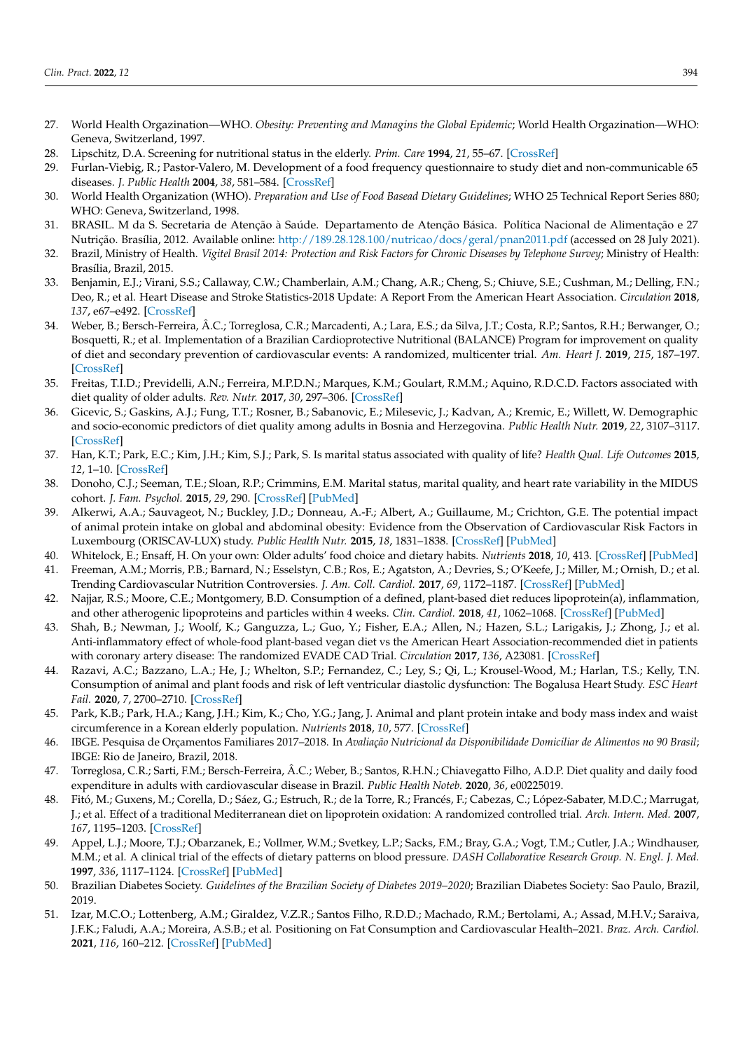27. World Health Orgazination—WHO. *Obesity: Preventing and Managins the Global Epidemic*; World Health Orgazination—WHO: Geneva, Switzerland, 1997.
28. Lipschitz, D.A. Screening for nutritional status in the elderly. *Prim. Care* **1994**, *21*, 55–67. [CrossRef]
29. Furlan-Viebig, R.; Pastor-Valero, M. Development of a food frequency questionnaire to study diet and non-communicable 65 diseases. *J. Public Health* **2004**, *38*, 581–584. [CrossRef]
30. World Health Organization (WHO). *Preparation and Use of Food Basead Dietary Guidelines*; WHO 25 Technical Report Series 880; WHO: Geneva, Switzerland, 1998.
31. BRASIL. M da S. Secretaria de Atenção à Saúde. Departamento de Atenção Básica. Política Nacional de Alimentação e 27 Nutrição. Brasília, 2012. Available online: http://189.28.128.100/nutricao/docs/geral/pnan2011.pdf (accessed on 28 July 2021).
32. Brazil, Ministry of Health. *Vigitel Brasil 2014: Protection and Risk Factors for Chronic Diseases by Telephone Survey*; Ministry of Health: Brasília, Brazil, 2015.
33. Benjamin, E.J.; Virani, S.S.; Callaway, C.W.; Chamberlain, A.M.; Chang, A.R.; Cheng, S.; Chiuve, S.E.; Cushman, M.; Delling, F.N.; Deo, R.; et al. Heart Disease and Stroke Statistics-2018 Update: A Report From the American Heart Association. *Circulation* **2018**, *137*, e67–e492. [CrossRef]
34. Weber, B.; Bersch-Ferreira, Â.C.; Torreglosa, C.R.; Marcadenti, A.; Lara, E.S.; da Silva, J.T.; Costa, R.P.; Santos, R.H.; Berwanger, O.; Bosquetti, R.; et al. Implementation of a Brazilian Cardioprotective Nutritional (BALANCE) Program for improvement on quality of diet and secondary prevention of cardiovascular events: A randomized, multicenter trial. *Am. Heart J.* **2019**, *215*, 187–197. [CrossRef]
35. Freitas, T.I.D.; Previdelli, A.N.; Ferreira, M.P.D.N.; Marques, K.M.; Goulart, R.M.M.; Aquino, R.D.C.D. Factors associated with diet quality of older adults. *Rev. Nutr.* **2017**, *30*, 297–306. [CrossRef]
36. Gicevic, S.; Gaskins, A.J.; Fung, T.T.; Rosner, B.; Sabanovic, E.; Milesevic, J.; Kadvan, A.; Kremic, E.; Willett, W. Demographic and socio-economic predictors of diet quality among adults in Bosnia and Herzegovina. *Public Health Nutr.* **2019**, *22*, 3107–3117. [CrossRef]
37. Han, K.T.; Park, E.C.; Kim, J.H.; Kim, S.J.; Park, S. Is marital status associated with quality of life? *Health Qual. Life Outcomes* **2015**, *12*, 1–10. [CrossRef]
38. Donoho, C.J.; Seeman, T.E.; Sloan, R.P.; Crimmins, E.M. Marital status, marital quality, and heart rate variability in the MIDUS cohort. *J. Fam. Psychol.* **2015**, *29*, 290. [CrossRef] [PubMed]
39. Alkerwi, A.A.; Sauvageot, N.; Buckley, J.D.; Donneau, A.-F.; Albert, A.; Guillaume, M.; Crichton, G.E. The potential impact of animal protein intake on global and abdominal obesity: Evidence from the Observation of Cardiovascular Risk Factors in Luxembourg (ORISCAV-LUX) study. *Public Health Nutr.* **2015**, *18*, 1831–1838. [CrossRef] [PubMed]
40. Whitelock, E.; Ensaff, H. On your own: Older adults' food choice and dietary habits. *Nutrients* **2018**, *10*, 413. [CrossRef] [PubMed]
41. Freeman, A.M.; Morris, P.B.; Barnard, N.; Esselstyn, C.B.; Ros, E.; Agatston, A.; Devries, S.; O'Keefe, J.; Miller, M.; Ornish, D.; et al. Trending Cardiovascular Nutrition Controversies. *J. Am. Coll. Cardiol.* **2017**, *69*, 1172–1187. [CrossRef] [PubMed]
42. Najjar, R.S.; Moore, C.E.; Montgomery, B.D. Consumption of a defined, plant-based diet reduces lipoprotein(a), inflammation, and other atherogenic lipoproteins and particles within 4 weeks. *Clin. Cardiol.* **2018**, *41*, 1062–1068. [CrossRef] [PubMed]
43. Shah, B.; Newman, J.; Woolf, K.; Ganguzza, L.; Guo, Y.; Fisher, E.A.; Allen, N.; Hazen, S.L.; Larigakis, J.; Zhong, J.; et al. Anti-inflammatory effect of whole-food plant-based vegan diet vs the American Heart Association-recommended diet in patients with coronary artery disease: The randomized EVADE CAD Trial. *Circulation* **2017**, *136*, A23081. [CrossRef]
44. Razavi, A.C.; Bazzano, L.A.; He, J.; Whelton, S.P.; Fernandez, C.; Ley, S.; Qi, L.; Krousel-Wood, M.; Harlan, T.S.; Kelly, T.N. Consumption of animal and plant foods and risk of left ventricular diastolic dysfunction: The Bogalusa Heart Study. *ESC Heart Fail.* **2020**, *7*, 2700–2710. [CrossRef]
45. Park, K.B.; Park, H.A.; Kang, J.H.; Kim, K.; Cho, Y.G.; Jang, J. Animal and plant protein intake and body mass index and waist circumference in a Korean elderly population. *Nutrients* **2018**, *10*, 577. [CrossRef]
46. IBGE. Pesquisa de Orçamentos Familiares 2017–2018. In *Avaliação Nutricional da Disponibilidade Domiciliar de Alimentos no 90 Brasil*; IBGE: Rio de Janeiro, Brazil, 2018.
47. Torreglosa, C.R.; Sarti, F.M.; Bersch-Ferreira, Â.C.; Weber, B.; Santos, R.H.N.; Chiavegatto Filho, A.D.P. Diet quality and daily food expenditure in adults with cardiovascular disease in Brazil. *Public Health Noteb.* **2020**, *36*, e00225019.
48. Fitó, M.; Guxens, M.; Corella, D.; Sáez, G.; Estruch, R.; de la Torre, R.; Francés, F.; Cabezas, C.; López-Sabater, M.D.C.; Marrugat, J.; et al. Effect of a traditional Mediterranean diet on lipoprotein oxidation: A randomized controlled trial. *Arch. Intern. Med.* **2007**, *167*, 1195–1203. [CrossRef]
49. Appel, L.J.; Moore, T.J.; Obarzanek, E.; Vollmer, W.M.; Svetkey, L.P.; Sacks, F.M.; Bray, G.A.; Vogt, T.M.; Cutler, J.A.; Windhauser, M.M.; et al. A clinical trial of the effects of dietary patterns on blood pressure. *DASH Collaborative Research Group. N. Engl. J. Med.* **1997**, *336*, 1117–1124. [CrossRef] [PubMed]
50. Brazilian Diabetes Society. *Guidelines of the Brazilian Society of Diabetes 2019–2020*; Brazilian Diabetes Society: Sao Paulo, Brazil, 2019.
51. Izar, M.C.O.; Lottenberg, A.M.; Giraldez, V.Z.R.; Santos Filho, R.D.D.; Machado, R.M.; Bertolami, A.; Assad, M.H.V.; Saraiva, J.F.K.; Faludi, A.A.; Moreira, A.S.B.; et al. Positioning on Fat Consumption and Cardiovascular Health–2021. *Braz. Arch. Cardiol.* **2021**, *116*, 160–212. [CrossRef] [PubMed]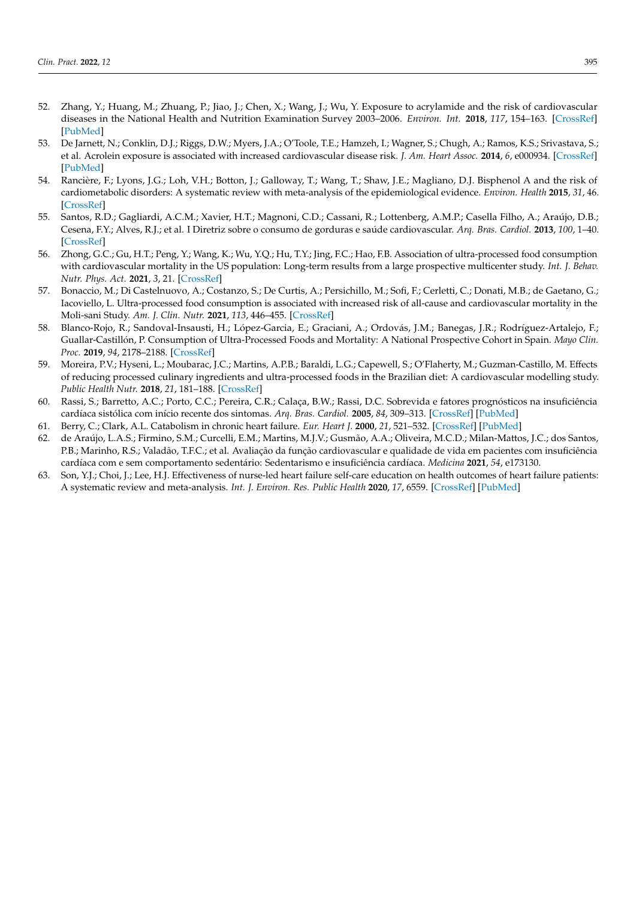52. Zhang, Y.; Huang, M.; Zhuang, P.; Jiao, J.; Chen, X.; Wang, J.; Wu, Y. Exposure to acrylamide and the risk of cardiovascular diseases in the National Health and Nutrition Examination Survey 2003–2006. *Environ. Int.* **2018**, *117*, 154–163. [CrossRef] [PubMed]
53. De Jarnett, N.; Conklin, D.J.; Riggs, D.W.; Myers, J.A.; O'Toole, T.E.; Hamzeh, I.; Wagner, S.; Chugh, A.; Ramos, K.S.; Srivastava, S.; et al. Acrolein exposure is associated with increased cardiovascular disease risk. *J. Am. Heart Assoc.* **2014**, *6*, e000934. [CrossRef] [PubMed]
54. Rancière, F.; Lyons, J.G.; Loh, V.H.; Botton, J.; Galloway, T.; Wang, T.; Shaw, J.E.; Magliano, D.J. Bisphenol A and the risk of cardiometabolic disorders: A systematic review with meta-analysis of the epidemiological evidence. *Environ. Health* **2015**, *31*, 46. [CrossRef]
55. Santos, R.D.; Gagliardi, A.C.M.; Xavier, H.T.; Magnoni, C.D.; Cassani, R.; Lottenberg, A.M.P.; Casella Filho, A.; Araújo, D.B.; Cesena, F.Y.; Alves, R.J.; et al. I Diretriz sobre o consumo de gorduras e saúde cardiovascular. *Arq. Bras. Cardiol.* **2013**, *100*, 1–40. [CrossRef]
56. Zhong, G.C.; Gu, H.T.; Peng, Y.; Wang, K.; Wu, Y.Q.; Hu, T.Y.; Jing, F.C.; Hao, F.B. Association of ultra-processed food consumption with cardiovascular mortality in the US population: Long-term results from a large prospective multicenter study. *Int. J. Behav. Nutr. Phys. Act.* **2021**, *3*, 21. [CrossRef]
57. Bonaccio, M.; Di Castelnuovo, A.; Costanzo, S.; De Curtis, A.; Persichillo, M.; Sofi, F.; Cerletti, C.; Donati, M.B.; de Gaetano, G.; Iacoviello, L. Ultra-processed food consumption is associated with increased risk of all-cause and cardiovascular mortality in the Moli-sani Study. *Am. J. Clin. Nutr.* **2021**, *113*, 446–455. [CrossRef]
58. Blanco-Rojo, R.; Sandoval-Insausti, H.; López-Garcia, E.; Graciani, A.; Ordovás, J.M.; Banegas, J.R.; Rodríguez-Artalejo, F.; Guallar-Castillón, P. Consumption of Ultra-Processed Foods and Mortality: A National Prospective Cohort in Spain. *Mayo Clin. Proc.* **2019**, *94*, 2178–2188. [CrossRef]
59. Moreira, P.V.; Hyseni, L.; Moubarac, J.C.; Martins, A.P.B.; Baraldi, L.G.; Capewell, S.; O'Flaherty, M.; Guzman-Castillo, M. Effects of reducing processed culinary ingredients and ultra-processed foods in the Brazilian diet: A cardiovascular modelling study. *Public Health Nutr.* **2018**, *21*, 181–188. [CrossRef]
60. Rassi, S.; Barretto, A.C.; Porto, C.C.; Pereira, C.R.; Calaça, B.W.; Rassi, D.C. Sobrevida e fatores prognósticos na insuficiência cardíaca sistólica com início recente dos sintomas. *Arq. Bras. Cardiol.* **2005**, *84*, 309–313. [CrossRef] [PubMed]
61. Berry, C.; Clark, A.L. Catabolism in chronic heart failure. *Eur. Heart J.* **2000**, *21*, 521–532. [CrossRef] [PubMed]
62. de Araújo, L.A.S.; Firmino, S.M.; Curcelli, E.M.; Martins, M.J.V.; Gusmão, A.A.; Oliveira, M.C.D.; Milan-Mattos, J.C.; dos Santos, P.B.; Marinho, R.S.; Valadão, T.F.C.; et al. Avaliação da função cardiovascular e qualidade de vida em pacientes com insuficiência cardíaca com e sem comportamento sedentário: Sedentarismo e insuficiência cardíaca. *Medicina* **2021**, *54*, e173130.
63. Son, Y.J.; Choi, J.; Lee, H.J. Effectiveness of nurse-led heart failure self-care education on health outcomes of heart failure patients: A systematic review and meta-analysis. *Int. J. Environ. Res. Public Health* **2020**, *17*, 6559. [CrossRef] [PubMed]